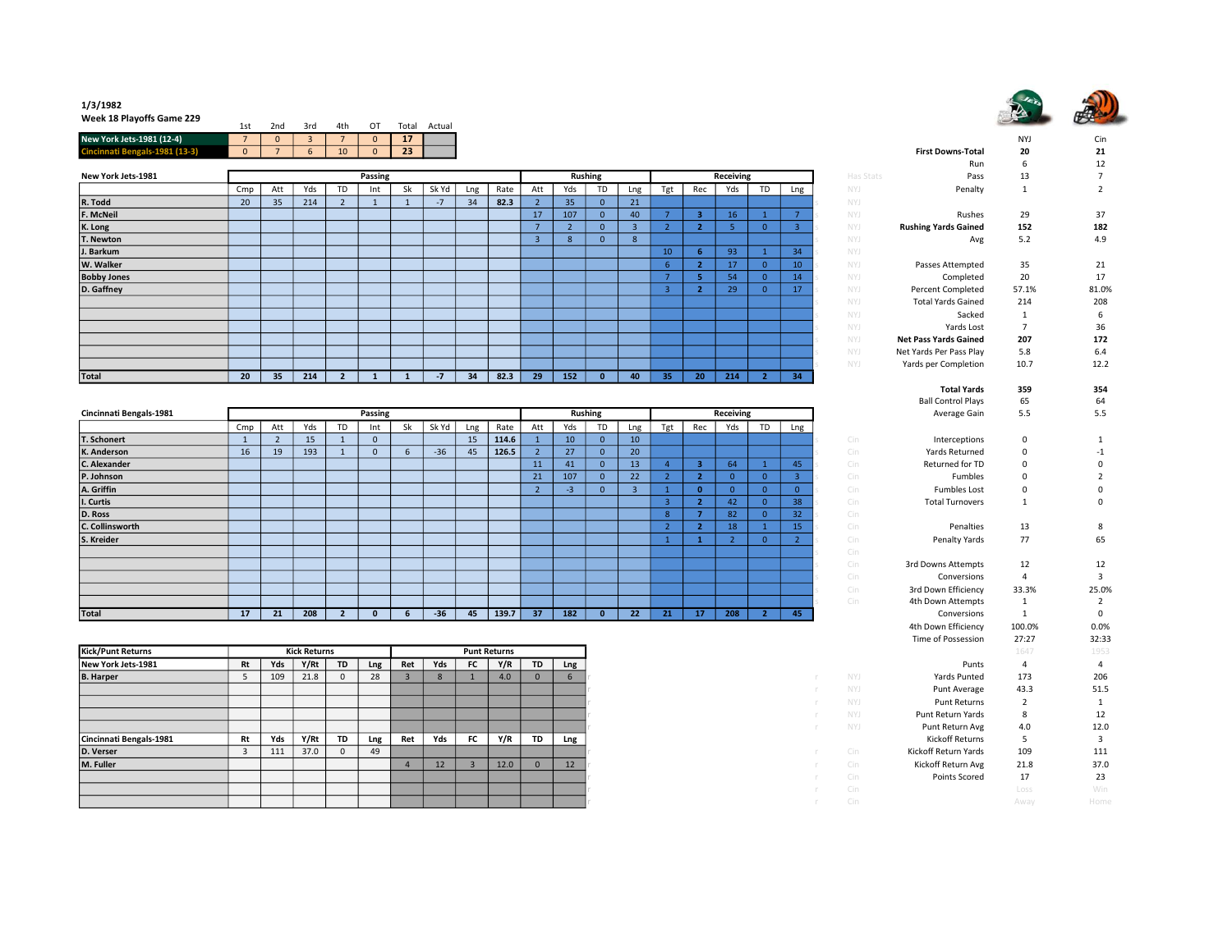1/3/1982

Week 18 Playoffs Game 229

| | 1st | 2nd | 3rd | 4th | OT | Total | Actual |
|---|---|---|---|---|---|---|---|
| New York Jets-1981 (12-4) | 7 | 0 | 3 | 7 | 0 | 17 | |
| Cincinnati Bengals-1981 (13-3) | 0 | 7 | 6 | 10 | 0 | 23 | |

| New York Jets-1981 | Passing | | | | | | | | | Rushing | | | | Receiving | | | | |
|---|---|---|---|---|---|---|---|---|---|---|---|---|---|---|---|---|---|---|
| | Cmp | Att | Yds | TD | Int | Sk | Sk Yd | Lng | Rate | Att | Yds | TD | Lng | Tgt | Rec | Yds | TD | Lng |
| R. Todd | 20 | 35 | 214 | 2 | 1 | 1 | -7 | 34 | 82.3 | 2 | 35 | 0 | 21 | | | | | |
| F. McNeil | | | | | | | | | | 17 | 107 | 0 | 40 | 7 | 3 | 16 | 1 | 7 |
| K. Long | | | | | | | | | | 7 | 2 | 0 | 3 | 2 | 2 | 5 | 0 | 3 |
| T. Newton | | | | | | | | | | 3 | 8 | 0 | 8 | | | | | |
| J. Barkum | | | | | | | | | | | | | | 10 | 6 | 93 | 1 | 34 |
| W. Walker | | | | | | | | | | | | | | 6 | 2 | 17 | 0 | 10 |
| Bobby Jones | | | | | | | | | | | | | | 7 | 5 | 54 | 0 | 14 |
| D. Gaffney | | | | | | | | | | | | | | 3 | 2 | 29 | 0 | 17 |
| Total | 20 | 35 | 214 | 2 | 1 | 1 | -7 | 34 | 82.3 | 29 | 152 | 0 | 40 | 35 | 20 | 214 | 2 | 34 |

| Cincinnati Bengals-1981 | Passing | | | | | | | | | Rushing | | | | Receiving | | | | |
|---|---|---|---|---|---|---|---|---|---|---|---|---|---|---|---|---|---|---|
| | Cmp | Att | Yds | TD | Int | Sk | Sk Yd | Lng | Rate | Att | Yds | TD | Lng | Tgt | Rec | Yds | TD | Lng |
| T. Schonert | 1 | 2 | 15 | 1 | 0 | | | 15 | 114.6 | 1 | 10 | 0 | 10 | | | | | |
| K. Anderson | 16 | 19 | 193 | 1 | 0 | 6 | -36 | 45 | 126.5 | 2 | 27 | 0 | 20 | | | | | |
| C. Alexander | | | | | | | | | | 11 | 41 | 0 | 13 | 4 | 3 | 64 | 1 | 45 |
| P. Johnson | | | | | | | | | | 21 | 107 | 0 | 22 | 2 | 2 | 0 | 0 | 3 |
| A. Griffin | | | | | | | | | | 2 | -3 | 0 | 3 | 1 | 0 | 0 | 0 | 0 |
| I. Curtis | | | | | | | | | | | | | | 3 | 2 | 42 | 0 | 38 |
| D. Ross | | | | | | | | | | | | | | 8 | 7 | 82 | 0 | 32 |
| C. Collinsworth | | | | | | | | | | | | | | 2 | 2 | 18 | 1 | 15 |
| S. Kreider | | | | | | | | | | | | | | 1 | 1 | 2 | 0 | 2 |
| Total | 17 | 21 | 208 | 2 | 0 | 6 | -36 | 45 | 139.7 | 37 | 182 | 0 | 22 | 21 | 17 | 208 | 2 | 45 |

| Kick/Punt Returns | Kick Returns | | | | | Punt Returns | | | | | |
|---|---|---|---|---|---|---|---|---|---|---|---|
| New York Jets-1981 | Rt | Yds | Y/Rt | TD | Lng | Ret | Yds | FC | Y/R | TD | Lng |
| B. Harper | 5 | 109 | 21.8 | 0 | 28 | 3 | 8 | 1 | 4.0 | 0 | 6 |
| Cincinnati Bengals-1981 | Rt | Yds | Y/Rt | TD | Lng | Ret | Yds | FC | Y/R | TD | Lng |
| D. Verser | 3 | 111 | 37.0 | 0 | 49 | | | | | | |
| M. Fuller | | | | | | 4 | 12 | 3 | 12.0 | 0 | 12 |

| | NYJ | Cin |
|---|---|---|
| First Downs-Total | 20 | 21 |
| Run | 6 | 12 |
| Pass | 13 | 7 |
| Penalty | 1 | 2 |
| Rushes | 29 | 37 |
| Rushing Yards Gained | 152 | 182 |
| Avg | 5.2 | 4.9 |
| Passes Attempted | 35 | 21 |
| Completed | 20 | 17 |
| Percent Completed | 57.1% | 81.0% |
| Total Yards Gained | 214 | 208 |
| Sacked | 1 | 6 |
| Yards Lost | 7 | 36 |
| Net Pass Yards Gained | 207 | 172 |
| Net Yards Per Pass Play | 5.8 | 6.4 |
| Yards per Completion | 10.7 | 12.2 |
| Total Yards | 359 | 354 |
| Ball Control Plays | 65 | 64 |
| Average Gain | 5.5 | 5.5 |
| Interceptions | 0 | 1 |
| Yards Returned | 0 | -1 |
| Returned for TD | 0 | 0 |
| Fumbles | 0 | 2 |
| Fumbles Lost | 0 | 0 |
| Total Turnovers | 1 | 0 |
| Penalties | 13 | 8 |
| Penalty Yards | 77 | 65 |
| 3rd Downs Attempts | 12 | 12 |
| Conversions | 4 | 3 |
| 3rd Down Efficiency | 33.3% | 25.0% |
| 4th Down Attempts | 1 | 2 |
| Conversions | 1 | 0 |
| 4th Down Efficiency | 100.0% | 0.0% |
| Time of Possession | 27:27 | 32:33 |
| Punts | 4 | 4 |
| Yards Punted | 173 | 206 |
| Punt Average | 43.3 | 51.5 |
| Punt Returns | 2 | 1 |
| Punt Return Yards | 8 | 12 |
| Punt Return Avg | 4.0 | 12.0 |
| Kickoff Returns | 5 | 3 |
| Kickoff Return Yards | 109 | 111 |
| Kickoff Return Avg | 21.8 | 37.0 |
| Points Scored | 17 | 23 |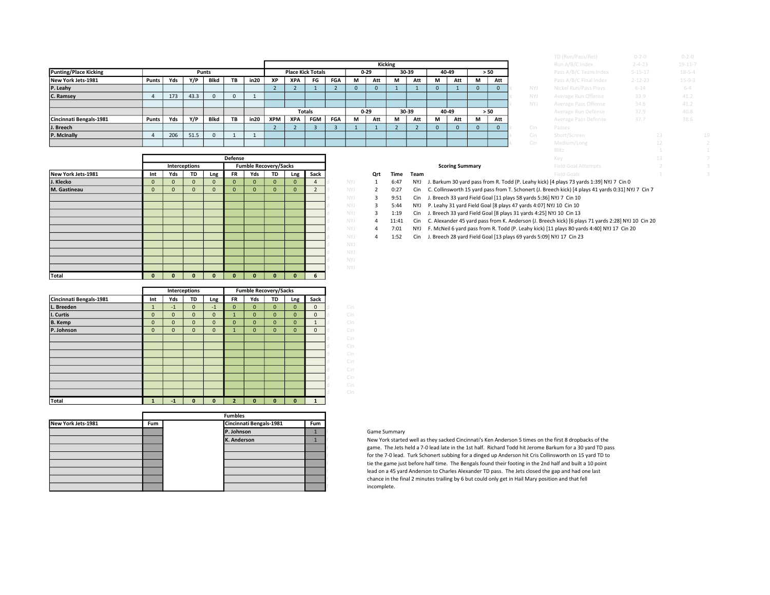| Punting/Place Kicking | Punts | | | | | | Place Kick Totals | | | | 0-29 | | 30-39 | | 40-49 | | > 50 | |
|---|---|---|---|---|---|---|---|---|---|---|---|---|---|---|---|---|---|---|
| New York Jets-1981 | Punts | Yds | Y/P | Blkd | TB | in20 | XP | XPA | FG | FGA | M | Att | M | Att | M | Att | M | Att |
| P. Leahy | | | | | | | 2 | 2 | 1 | 2 | 0 | 0 | 1 | 1 | 0 | 1 | 0 | 0 |
| C. Ramsey | 4 | 173 | 43.3 | 0 | 0 | 1 | | | | | | | | | | | | |

| | | | | | | | Totals | | | | 0-29 | | 30-39 | | 40-49 | | > 50 | |
|---|---|---|---|---|---|---|---|---|---|---|---|---|---|---|---|---|---|---|
| Cincinnati Bengals-1981 | Punts | Yds | Y/P | Blkd | TB | in20 | XPM | XPA | FGM | FGA | M | Att | M | Att | M | Att | M | Att |
| J. Breech | | | | | | | 2 | 2 | 3 | 3 | 1 | 1 | 2 | 2 | 0 | 0 | 0 | 0 |
| P. McInally | 4 | 206 | 51.5 | 0 | 1 | 1 | | | | | | | | | | | | |

| | NYJ | Cin |
|---|---|---|
| TD (Run/Pass/Ret) | 0-2-0 | 0-2-0 |
| Run A/B/C Index | 2-4-23 | 19-11-7 |
| Pass A/B/C Team Index | 5-15-17 | 18-5-4 |
| Pass A/B/C Final Index | 2-12-23 | 15-9-3 |
| Nickel Run/Pass Plays | 6-14 | 6-4 |
| Average Run Offense | 33.9 | 41.2 |
| Average Pass Offense | 34.8 | 41.2 |
| Average Run Defense | 37.9 | 40.8 |
| Average Pass Defense | 37.7 | 38.6 |
| Passes | | |
| Short/Screen | 23 | 19 |
| Medium/Long | 12 | 2 |
| Blitz | 1 | 1 |
| Key | 13 | 7 |
| Field Goal Attempts | 2 | 3 |
| Field Goals | 1 | 3 |

## Defense

| | Interceptions | | | | Fumble Recovery/Sacks | | | | |
|---|---|---|---|---|---|---|---|---|---|
| New York Jets-1981 | Int | Yds | TD | Lng | FR | Yds | TD | Lng | Sack |
| J. Klecko | 0 | 0 | 0 | 0 | 0 | 0 | 0 | 0 | 4 |
| M. Gastineau | 0 | 0 | 0 | 0 | 0 | 0 | 0 | 0 | 2 |
| Total | 0 | 0 | 0 | 0 | 0 | 0 | 0 | 0 | 6 |

| | Interceptions | | | | Fumble Recovery/Sacks | | | | |
|---|---|---|---|---|---|---|---|---|---|
| Cincinnati Bengals-1981 | Int | Yds | TD | Lng | FR | Yds | TD | Lng | Sack |
| L. Breeden | 1 | -1 | 0 | -1 | 0 | 0 | 0 | 0 | 0 |
| I. Curtis | 0 | 0 | 0 | 0 | 1 | 0 | 0 | 0 | 0 |
| B. Kemp | 0 | 0 | 0 | 0 | 0 | 0 | 0 | 0 | 1 |
| P. Johnson | 0 | 0 | 0 | 0 | 1 | 0 | 0 | 0 | 0 |
| Total | 1 | -1 | 0 | 0 | 2 | 0 | 0 | 0 | 1 |

## Fumbles

| New York Jets-1981 | Fum | Cincinnati Bengals-1981 | Fum |
|---|---|---|---|
| | | P. Johnson | 1 |
| | | K. Anderson | 1 |

## Scoring Summary

| Qrt | Time | Team | |
|---|---|---|---|
| 1 | 6:47 | NYJ | J. Barkum 30 yard pass from R. Todd (P. Leahy kick) [4 plays 73 yards 1:39] NYJ 7 Cin 0 |
| 2 | 0:27 | Cin | C. Collinsworth 15 yard pass from T. Schonert (J. Breech kick) [4 plays 41 yards 0:31] NYJ 7 Cin 7 |
| 3 | 9:51 | Cin | J. Breech 33 yard Field Goal [11 plays 58 yards 5:36] NYJ 7 Cin 10 |
| 3 | 5:44 | NYJ | P. Leahy 31 yard Field Goal [8 plays 47 yards 4:07] NYJ 10 Cin 10 |
| 3 | 1:19 | Cin | J. Breech 33 yard Field Goal [8 plays 31 yards 4:25] NYJ 10 Cin 13 |
| 4 | 11:41 | Cin | C. Alexander 45 yard pass from K. Anderson (J. Breech kick) [6 plays 71 yards 2:28] NYJ 10 Cin 20 |
| 4 | 7:01 | NYJ | F. McNeil 6 yard pass from R. Todd (P. Leahy kick) [11 plays 80 yards 4:40] NYJ 17 Cin 20 |
| 4 | 1:52 | Cin | J. Breech 28 yard Field Goal [13 plays 69 yards 5:09] NYJ 17 Cin 23 |

Game Summary

New York started well as they sacked Cincinnati's Ken Anderson 5 times on the first 8 dropbacks of the game. The Jets held a 7-0 lead late in the 1st half. Richard Todd hit Jerome Barkum for a 30 yard TD pass for the 7-0 lead. Turk Schonert subbing for a dinged up Anderson hit Cris Collinsworth on 15 yard TD to tie the game just before half time. The Bengals found their footing in the 2nd half and built a 10 point lead on a 45 yard Anderson to Charles Alexander TD pass. The Jets closed the gap and had one last chance in the final 2 minutes trailing by 6 but could only get in Hail Mary position and that fell incomplete.